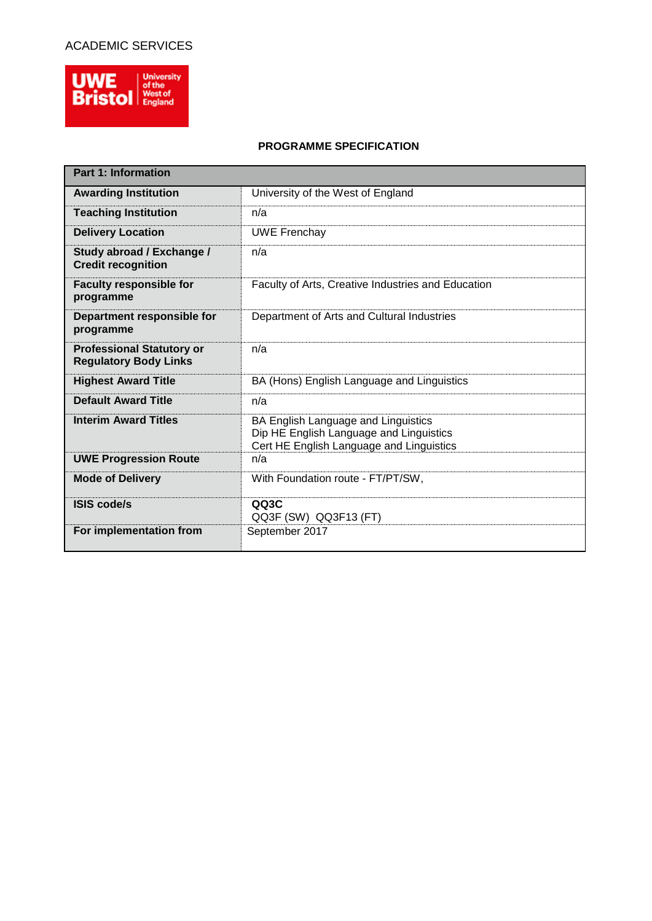ACADEMIC SERVICES

UWE Bristol University of the West of England

**PROGRAMME SPECIFICATION**

| **Part 1: Information** | |
|---|---|
| **Awarding Institution** | University of the West of England |
| **Teaching Institution** | n/a |
| **Delivery Location** | UWE Frenchay |
| **Study abroad / Exchange / Credit recognition** | n/a |
| **Faculty responsible for programme** | Faculty of Arts, Creative Industries and Education |
| **Department responsible for programme** | Department of Arts and Cultural Industries |
| **Professional Statutory or Regulatory Body Links** | n/a |
| **Highest Award Title** | BA (Hons) English Language and Linguistics |
| **Default Award Title** | n/a |
| **Interim Award Titles** | BA English Language and Linguistics<br>Dip HE English Language and Linguistics<br>Cert HE English Language and Linguistics |
| **UWE Progression Route** | n/a |
| **Mode of Delivery** | With Foundation route - FT/PT/SW, |
| **ISIS code/s** | **QQ3C**<br>QQ3F (SW) QQ3F13 (FT) |
| **For implementation from** | September 2017 |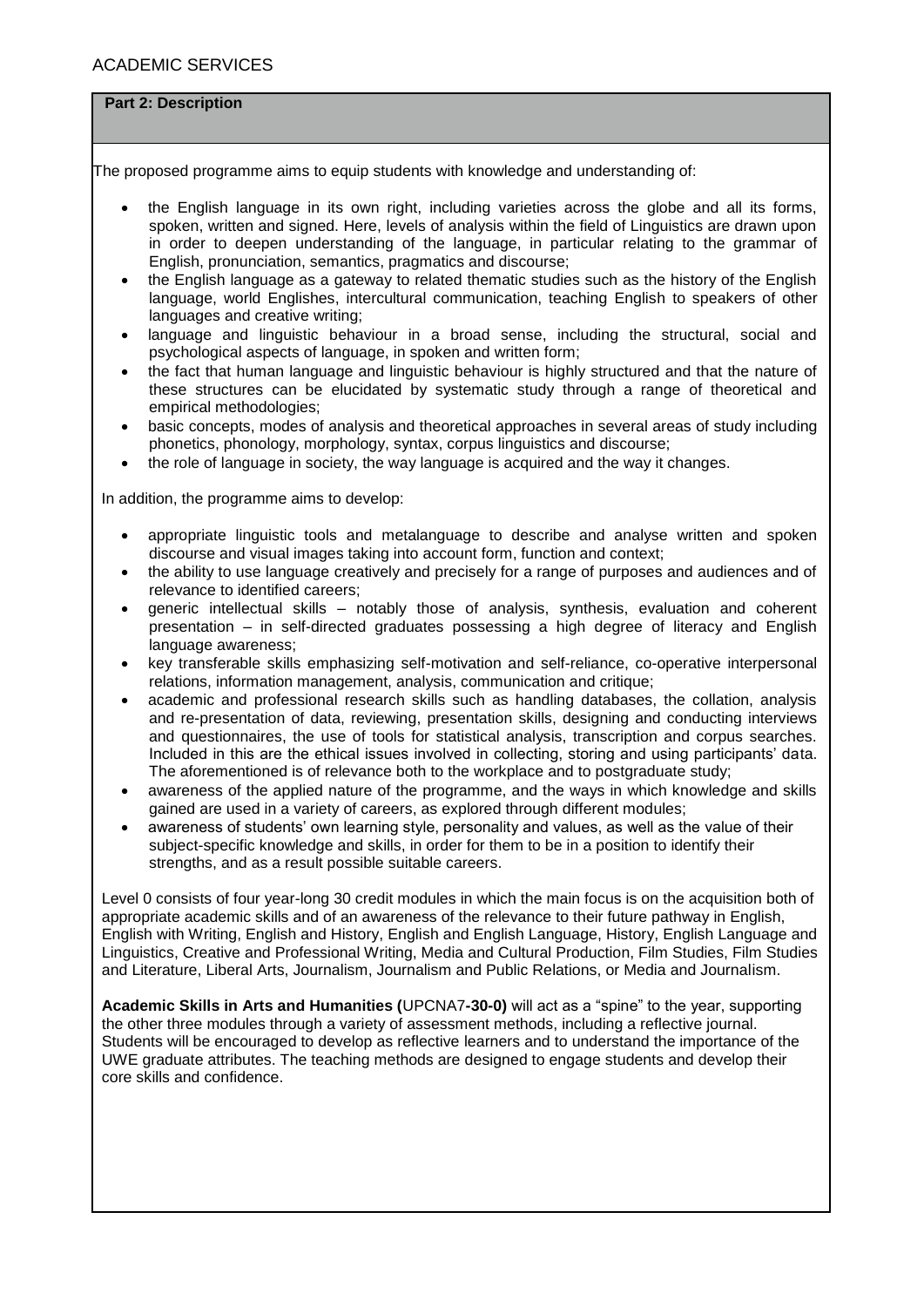**Part 2: Description**

The proposed programme aims to equip students with knowledge and understanding of:

- the English language in its own right, including varieties across the globe and all its forms, spoken, written and signed. Here, levels of analysis within the field of Linguistics are drawn upon in order to deepen understanding of the language, in particular relating to the grammar of English, pronunciation, semantics, pragmatics and discourse;
- the English language as a gateway to related thematic studies such as the history of the English language, world Englishes, intercultural communication, teaching English to speakers of other languages and creative writing;
- language and linguistic behaviour in a broad sense, including the structural, social and psychological aspects of language, in spoken and written form;
- the fact that human language and linguistic behaviour is highly structured and that the nature of these structures can be elucidated by systematic study through a range of theoretical and empirical methodologies;
- basic concepts, modes of analysis and theoretical approaches in several areas of study including phonetics, phonology, morphology, syntax, corpus linguistics and discourse;
- the role of language in society, the way language is acquired and the way it changes.

In addition, the programme aims to develop:

- appropriate linguistic tools and metalanguage to describe and analyse written and spoken discourse and visual images taking into account form, function and context;
- the ability to use language creatively and precisely for a range of purposes and audiences and of relevance to identified careers;
- generic intellectual skills – notably those of analysis, synthesis, evaluation and coherent presentation – in self-directed graduates possessing a high degree of literacy and English language awareness;
- key transferable skills emphasizing self-motivation and self-reliance, co-operative interpersonal relations, information management, analysis, communication and critique;
- academic and professional research skills such as handling databases, the collation, analysis and re-presentation of data, reviewing, presentation skills, designing and conducting interviews and questionnaires, the use of tools for statistical analysis, transcription and corpus searches. Included in this are the ethical issues involved in collecting, storing and using participants' data. The aforementioned is of relevance both to the workplace and to postgraduate study;
- awareness of the applied nature of the programme, and the ways in which knowledge and skills gained are used in a variety of careers, as explored through different modules;
- awareness of students' own learning style, personality and values, as well as the value of their subject-specific knowledge and skills, in order for them to be in a position to identify their strengths, and as a result possible suitable careers.

Level 0 consists of four year-long 30 credit modules in which the main focus is on the acquisition both of appropriate academic skills and of an awareness of the relevance to their future pathway in English, English with Writing, English and History, English and English Language, History, English Language and Linguistics, Creative and Professional Writing, Media and Cultural Production, Film Studies, Film Studies and Literature, Liberal Arts, Journalism, Journalism and Public Relations, or Media and Journalism.

**Academic Skills in Arts and Humanities (**UPCNA7**-30-0)** will act as a "spine" to the year, supporting the other three modules through a variety of assessment methods, including a reflective journal. Students will be encouraged to develop as reflective learners and to understand the importance of the UWE graduate attributes. The teaching methods are designed to engage students and develop their core skills and confidence.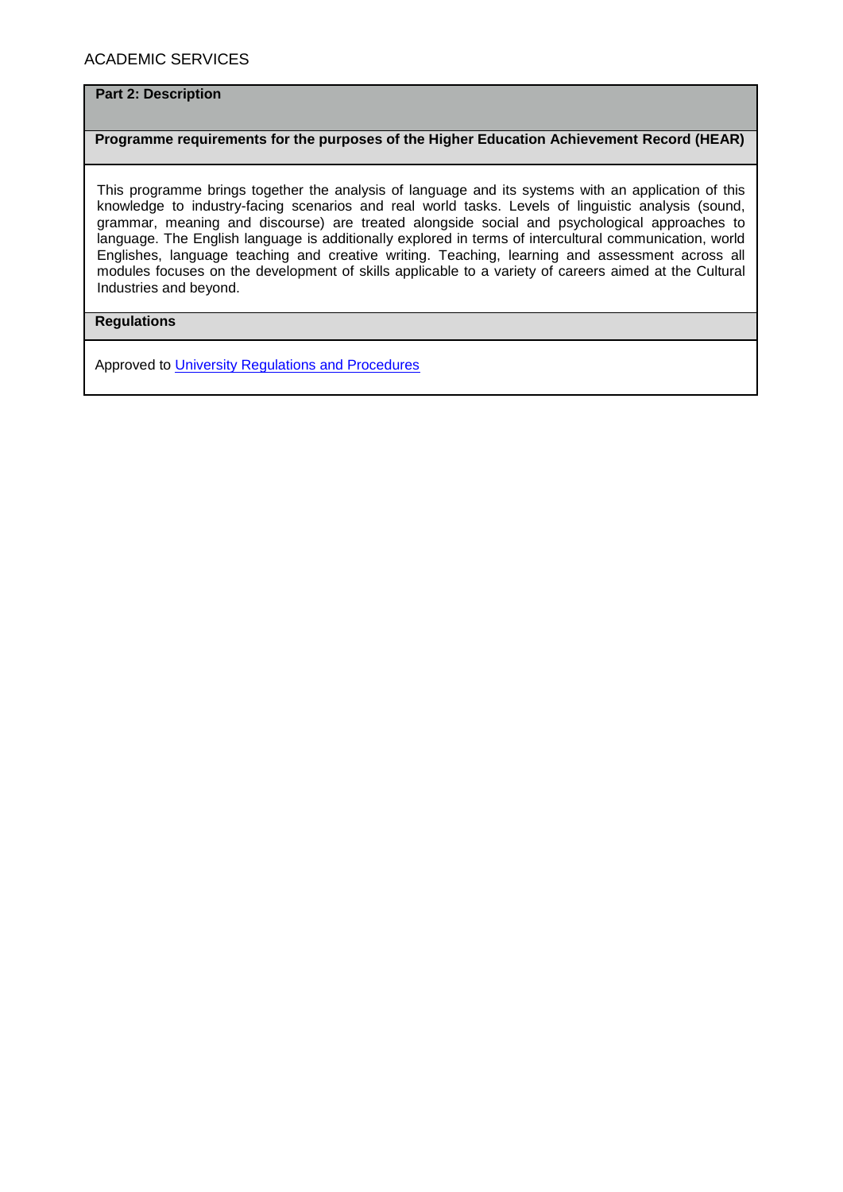## Part 2: Description

### Programme requirements for the purposes of the Higher Education Achievement Record (HEAR)

This programme brings together the analysis of language and its systems with an application of this knowledge to industry-facing scenarios and real world tasks. Levels of linguistic analysis (sound, grammar, meaning and discourse) are treated alongside social and psychological approaches to language. The English language is additionally explored in terms of intercultural communication, world Englishes, language teaching and creative writing. Teaching, learning and assessment across all modules focuses on the development of skills applicable to a variety of careers aimed at the Cultural Industries and beyond.

### Regulations

Approved to University Regulations and Procedures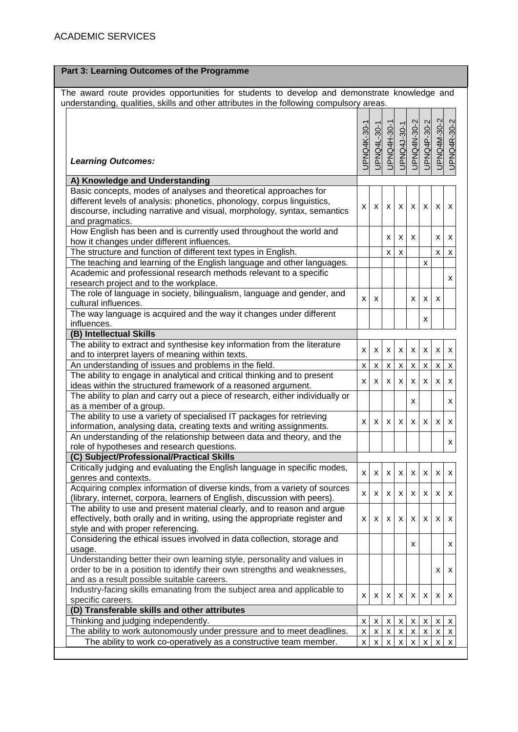ACADEMIC SERVICES

## Part 3: Learning Outcomes of the Programme

The award route provides opportunities for students to develop and demonstrate knowledge and understanding, qualities, skills and other attributes in the following compulsory areas.

| ***Learning Outcomes:*** | UPNQ4K-30-1 | UPNQ4L-30-1 | UPNQ4H-30-1 | UPNQ4J-30-1 | UPNQ4N-30-2 | UPNQ4P-30-2 | UPNQ4M-30-2 | UPNQ4R-30-2 |
|---|---|---|---|---|---|---|---|---|
| **A) Knowledge and Understanding** | | | | | | | | |
| Basic concepts, modes of analyses and theoretical approaches for different levels of analysis: phonetics, phonology, corpus linguistics, discourse, including narrative and visual, morphology, syntax, semantics and pragmatics. | x | x | x | x | x | x | x | x |
| How English has been and is currently used throughout the world and how it changes under different influences. | | | x | x | x | | x | x |
| The structure and function of different text types in English. | | | x | x | | | x | x |
| The teaching and learning of the English language and other languages. | | | | | | x | | |
| Academic and professional research methods relevant to a specific research project and to the workplace. | | | | | | | | x |
| The role of language in society, bilingualism, language and gender, and cultural influences. | x | x | | | x | x | x | |
| The way language is acquired and the way it changes under different influences. | | | | | | x | | |
| **(B) Intellectual Skills** | | | | | | | | |
| The ability to extract and synthesise key information from the literature and to interpret layers of meaning within texts. | x | x | x | x | x | x | x | x |
| An understanding of issues and problems in the field. | x | x | x | x | x | x | x | x |
| The ability to engage in analytical and critical thinking and to present ideas within the structured framework of a reasoned argument. | x | x | x | x | x | x | x | x |
| The ability to plan and carry out a piece of research, either individually or as a member of a group. | | | | | x | | | x |
| The ability to use a variety of specialised IT packages for retrieving information, analysing data, creating texts and writing assignments. | x | x | x | x | x | x | x | x |
| An understanding of the relationship between data and theory, and the role of hypotheses and research questions. | | | | | | | | x |
| **(C) Subject/Professional/Practical Skills** | | | | | | | | |
| Critically judging and evaluating the English language in specific modes, genres and contexts. | x | x | x | x | x | x | x | x |
| Acquiring complex information of diverse kinds, from a variety of sources (library, internet, corpora, learners of English, discussion with peers). | x | x | x | x | x | x | x | x |
| The ability to use and present material clearly, and to reason and argue effectively, both orally and in writing, using the appropriate register and style and with proper referencing. | x | x | x | x | x | x | x | x |
| Considering the ethical issues involved in data collection, storage and usage. | | | | | x | | | x |
| Understanding better their own learning style, personality and values in order to be in a position to identify their own strengths and weaknesses, and as a result possible suitable careers. | | | | | | | x | x |
| Industry-facing skills emanating from the subject area and applicable to specific careers. | x | x | x | x | x | x | x | x |
| **(D) Transferable skills and other attributes** | | | | | | | | |
| Thinking and judging independently. | x | x | x | x | x | x | x | x |
| The ability to work autonomously under pressure and to meet deadlines. | x | x | x | x | x | x | x | x |
| The ability to work co-operatively as a constructive team member. | x | x | x | x | x | x | x | x |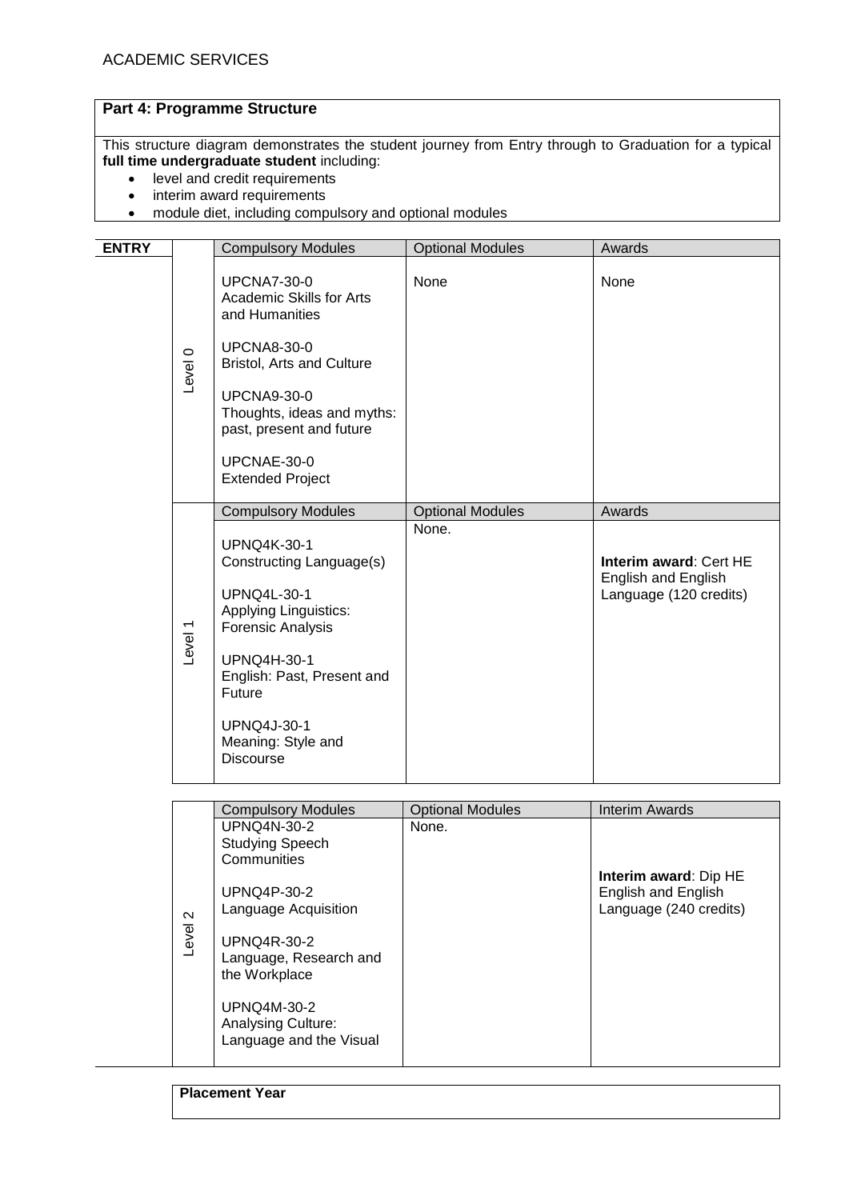ACADEMIC SERVICES

## Part 4: Programme Structure

This structure diagram demonstrates the student journey from Entry through to Graduation for a typical **full time undergraduate student** including:

- level and credit requirements
- interim award requirements
- module diet, including compulsory and optional modules

**ENTRY**

| Level | Compulsory Modules | Optional Modules | Awards |
|---|---|---|---|
| Level 0 | UPCNA7-30-0 Academic Skills for Arts and Humanities<br><br>UPCNA8-30-0 Bristol, Arts and Culture<br><br>UPCNA9-30-0 Thoughts, ideas and myths: past, present and future<br><br>UPCNAE-30-0 Extended Project | None | None |

| Level | Compulsory Modules | Optional Modules | Awards |
|---|---|---|---|
| Level 1 | UPNQ4K-30-1 Constructing Language(s)<br><br>UPNQ4L-30-1 Applying Linguistics: Forensic Analysis<br><br>UPNQ4H-30-1 English: Past, Present and Future<br><br>UPNQ4J-30-1 Meaning: Style and Discourse | None. | **Interim award**: Cert HE English and English Language (120 credits) |

| Level | Compulsory Modules | Optional Modules | Interim Awards |
|---|---|---|---|
| Level 2 | UPNQ4N-30-2 Studying Speech Communities<br><br>UPNQ4P-30-2 Language Acquisition<br><br>UPNQ4R-30-2 Language, Research and the Workplace<br><br>UPNQ4M-30-2 Analysing Culture: Language and the Visual | None. | **Interim award**: Dip HE English and English Language (240 credits) |

**Placement Year**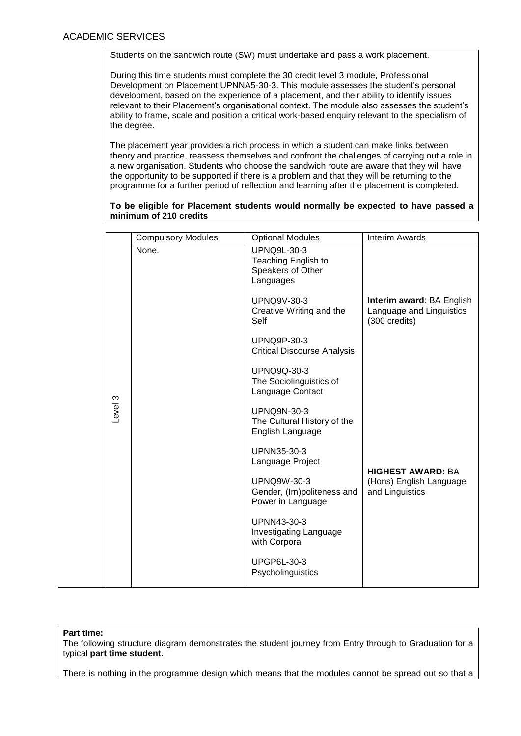Students on the sandwich route (SW) must undertake and pass a work placement.

During this time students must complete the 30 credit level 3 module, Professional Development on Placement UPNNA5-30-3. This module assesses the student's personal development, based on the experience of a placement, and their ability to identify issues relevant to their Placement's organisational context. The module also assesses the student's ability to frame, scale and position a critical work-based enquiry relevant to the specialism of the degree.

The placement year provides a rich process in which a student can make links between theory and practice, reassess themselves and confront the challenges of carrying out a role in a new organisation. Students who choose the sandwich route are aware that they will have the opportunity to be supported if there is a problem and that they will be returning to the programme for a further period of reflection and learning after the placement is completed.

**To be eligible for Placement students would normally be expected to have passed a minimum of 210 credits**

| | Compulsory Modules | Optional Modules | Interim Awards |
|---|---|---|---|
| Level 3 | None. | UPNQ9L-30-3 Teaching English to Speakers of Other Languages<br><br>UPNQ9V-30-3 Creative Writing and the Self<br><br>UPNQ9P-30-3 Critical Discourse Analysis<br><br>UPNQ9Q-30-3 The Sociolinguistics of Language Contact<br><br>UPNQ9N-30-3 The Cultural History of the English Language<br><br>UPNN35-30-3 Language Project<br><br>UPNQ9W-30-3 Gender, (Im)politeness and Power in Language<br><br>UPNN43-30-3 Investigating Language with Corpora<br><br>UPGP6L-30-3 Psycholinguistics | **Interim award**: BA English Language and Linguistics (300 credits)<br><br>**HIGHEST AWARD:** BA (Hons) English Language and Linguistics |

**Part time:**
The following structure diagram demonstrates the student journey from Entry through to Graduation for a typical **part time student.**

There is nothing in the programme design which means that the modules cannot be spread out so that a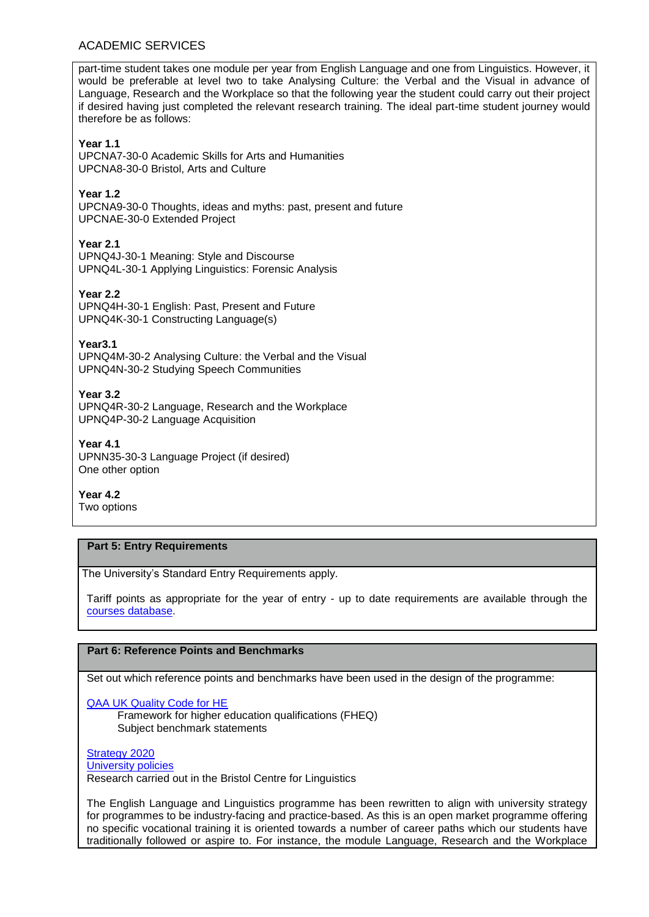part-time student takes one module per year from English Language and one from Linguistics. However, it would be preferable at level two to take Analysing Culture: the Verbal and the Visual in advance of Language, Research and the Workplace so that the following year the student could carry out their project if desired having just completed the relevant research training. The ideal part-time student journey would therefore be as follows:

**Year 1.1**
UPCNA7-30-0 Academic Skills for Arts and Humanities
UPCNA8-30-0 Bristol, Arts and Culture

**Year 1.2**
UPCNA9-30-0 Thoughts, ideas and myths: past, present and future
UPCNAE-30-0 Extended Project

**Year 2.1**
UPNQ4J-30-1 Meaning: Style and Discourse
UPNQ4L-30-1 Applying Linguistics: Forensic Analysis

**Year 2.2**
UPNQ4H-30-1 English: Past, Present and Future
UPNQ4K-30-1 Constructing Language(s)

**Year3.1**
UPNQ4M-30-2 Analysing Culture: the Verbal and the Visual
UPNQ4N-30-2 Studying Speech Communities

**Year 3.2**
UPNQ4R-30-2 Language, Research and the Workplace
UPNQ4P-30-2 Language Acquisition

**Year 4.1**
UPNN35-30-3 Language Project (if desired)
One other option

**Year 4.2**
Two options

## Part 5: Entry Requirements

The University's Standard Entry Requirements apply.

Tariff points as appropriate for the year of entry - up to date requirements are available through the courses database.

## Part 6: Reference Points and Benchmarks

Set out which reference points and benchmarks have been used in the design of the programme:

QAA UK Quality Code for HE
- Framework for higher education qualifications (FHEQ)
- Subject benchmark statements

Strategy 2020
University policies
Research carried out in the Bristol Centre for Linguistics

The English Language and Linguistics programme has been rewritten to align with university strategy for programmes to be industry-facing and practice-based. As this is an open market programme offering no specific vocational training it is oriented towards a number of career paths which our students have traditionally followed or aspire to. For instance, the module Language, Research and the Workplace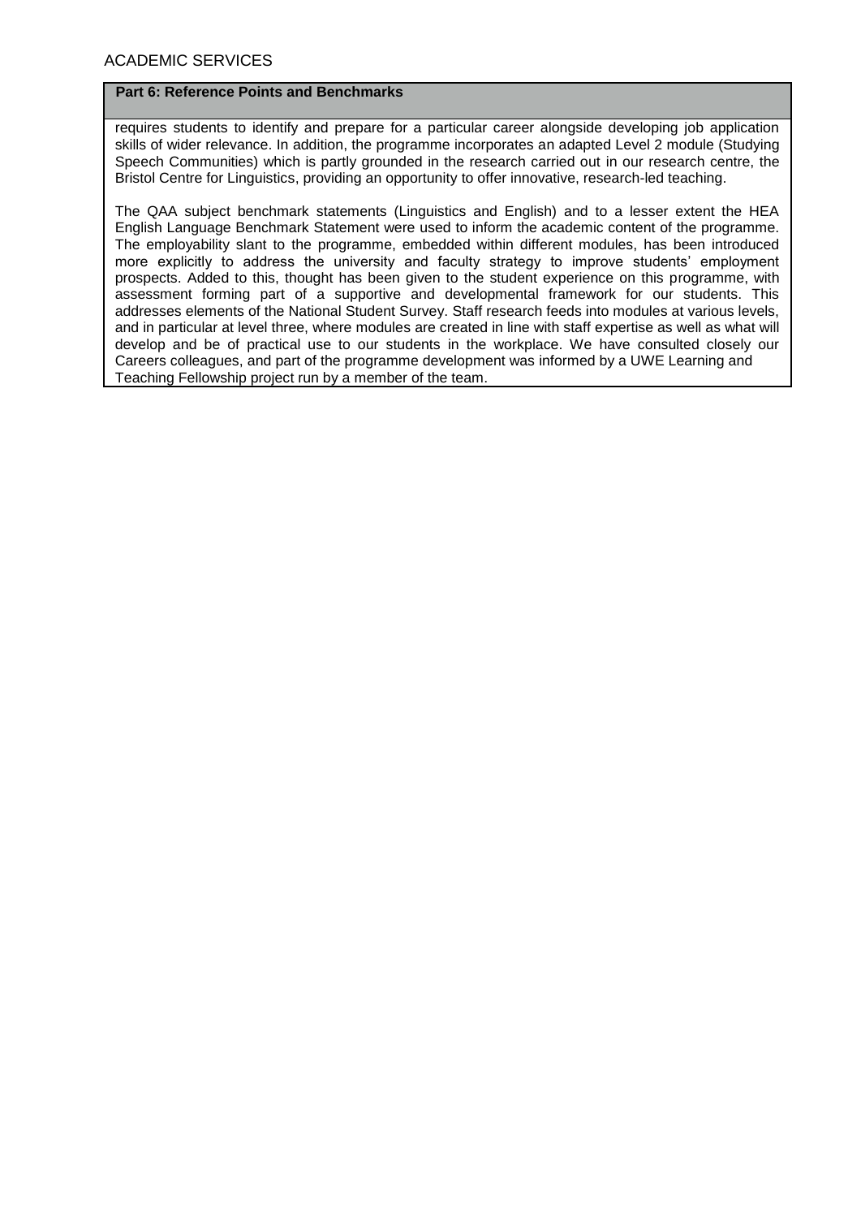## Part 6: Reference Points and Benchmarks

requires students to identify and prepare for a particular career alongside developing job application skills of wider relevance. In addition, the programme incorporates an adapted Level 2 module (Studying Speech Communities) which is partly grounded in the research carried out in our research centre, the Bristol Centre for Linguistics, providing an opportunity to offer innovative, research-led teaching.

The QAA subject benchmark statements (Linguistics and English) and to a lesser extent the HEA English Language Benchmark Statement were used to inform the academic content of the programme. The employability slant to the programme, embedded within different modules, has been introduced more explicitly to address the university and faculty strategy to improve students' employment prospects. Added to this, thought has been given to the student experience on this programme, with assessment forming part of a supportive and developmental framework for our students. This addresses elements of the National Student Survey. Staff research feeds into modules at various levels, and in particular at level three, where modules are created in line with staff expertise as well as what will develop and be of practical use to our students in the workplace. We have consulted closely our Careers colleagues, and part of the programme development was informed by a UWE Learning and Teaching Fellowship project run by a member of the team.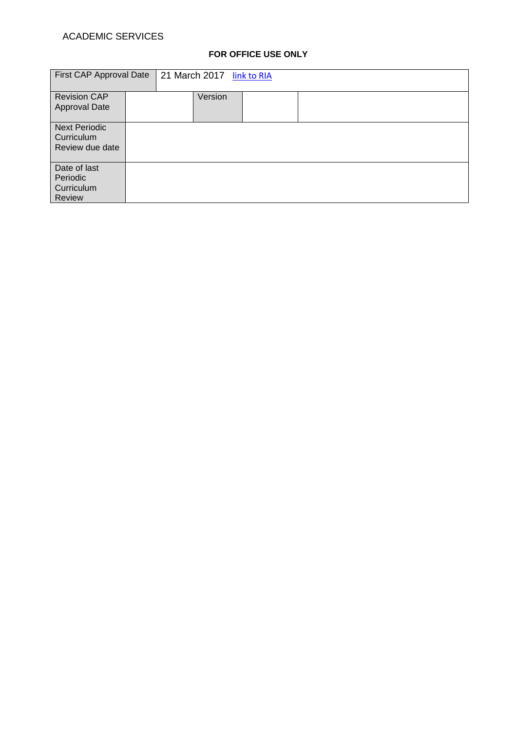ACADEMIC SERVICES

**FOR OFFICE USE ONLY**

| | | | | |
|---|---|---|---|---|
| First CAP Approval Date | 21 March 2017 link to RIA | | | |
| Revision CAP Approval Date | | Version | | |
| Next Periodic Curriculum Review due date | | | | |
| Date of last Periodic Curriculum Review | | | | |